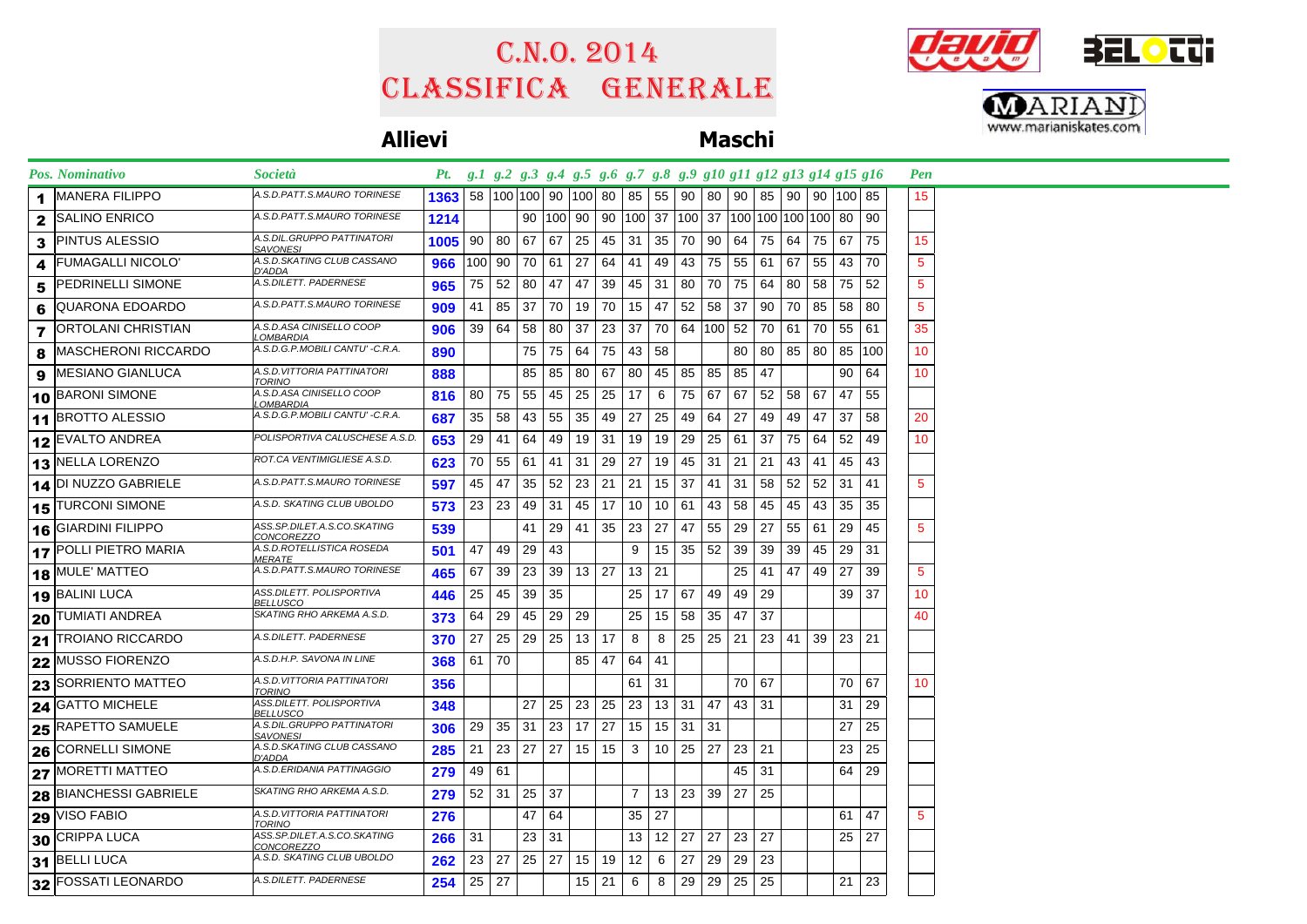# C.N.O. 2014
# Classifica Generale

**Allievi** **Maschi**

| Pos. | Nominativo | Società | Pt. | g.1 | g.2 | g.3 | g.4 | g.5 | g.6 | g.7 | g.8 | g.9 | g10 | g11 | g12 | g13 | g14 | g15 | g16 | Pen |
|---|---|---|---|---|---|---|---|---|---|---|---|---|---|---|---|---|---|---|---|---|
| 1 | MANERA FILIPPO | A.S.D.PATT.S.MAURO TORINESE | 1363 | 58 | 100 | 100 | 90 | 100 | 80 | 85 | 55 | 90 | 80 | 90 | 85 | 90 | 90 | 100 | 85 | 15 |
| 2 | SALINO ENRICO | A.S.D.PATT.S.MAURO TORINESE | 1214 | | | 90 | 100 | 90 | 90 | 100 | 37 | 100 | 37 | 100 | 100 | 100 | 100 | 80 | 90 | |
| 3 | PINTUS ALESSIO | A.S.DIL.GRUPPO PATTINATORI SAVONESI | 1005 | 90 | 80 | 67 | 67 | 25 | 45 | 31 | 35 | 70 | 90 | 64 | 75 | 64 | 75 | 67 | 75 | 15 |
| 4 | FUMAGALLI NICOLO' | A.S.D.SKATING CLUB CASSANO D'ADDA | 966 | 100 | 90 | 70 | 61 | 27 | 64 | 41 | 49 | 43 | 75 | 55 | 61 | 67 | 55 | 43 | 70 | 5 |
| 5 | PEDRINELLI SIMONE | A.S.DILETT. PADERNESE | 965 | 75 | 52 | 80 | 47 | 47 | 39 | 45 | 31 | 80 | 70 | 75 | 64 | 80 | 58 | 75 | 52 | 5 |
| 6 | QUARONA EDOARDO | A.S.D.PATT.S.MAURO TORINESE | 909 | 41 | 85 | 37 | 70 | 19 | 70 | 15 | 47 | 52 | 58 | 37 | 90 | 70 | 85 | 58 | 80 | 5 |
| 7 | ORTOLANI CHRISTIAN | A.S.D.ASA CINISELLO COOP LOMBARDIA | 906 | 39 | 64 | 58 | 80 | 37 | 23 | 37 | 70 | 64 | 100 | 52 | 70 | 61 | 70 | 55 | 61 | 35 |
| 8 | MASCHERONI RICCARDO | A.S.D.G.P.MOBILI CANTU' -C.R.A. | 890 | | | 75 | 75 | 64 | 75 | 43 | 58 | | | 80 | 80 | 85 | 80 | 85 | 100 | 10 |
| 9 | MESIANO GIANLUCA | A.S.D.VITTORIA PATTINATORI TORINO | 888 | | | 85 | 85 | 80 | 67 | 80 | 45 | 85 | 85 | 85 | 47 | | | 90 | 64 | 10 |
| 10 | BARONI SIMONE | A.S.D.ASA CINISELLO COOP LOMBARDIA | 816 | 80 | 75 | 55 | 45 | 25 | 25 | 17 | 6 | 75 | 67 | 67 | 52 | 58 | 67 | 47 | 55 | |
| 11 | BROTTO ALESSIO | A.S.D.G.P.MOBILI CANTU' -C.R.A. | 687 | 35 | 58 | 43 | 55 | 35 | 49 | 27 | 25 | 49 | 64 | 27 | 49 | 49 | 47 | 37 | 58 | 20 |
| 12 | EVALTO ANDREA | POLISPORTIVA CALUSCHESE A.S.D. | 653 | 29 | 41 | 64 | 49 | 19 | 31 | 19 | 19 | 29 | 25 | 61 | 37 | 75 | 64 | 52 | 49 | 10 |
| 13 | NELLA LORENZO | ROT.CA VENTIMIGLIESE A.S.D. | 623 | 70 | 55 | 61 | 41 | 31 | 29 | 27 | 19 | 45 | 31 | 21 | 21 | 43 | 41 | 45 | 43 | |
| 14 | DI NUZZO GABRIELE | A.S.D.PATT.S.MAURO TORINESE | 597 | 45 | 47 | 35 | 52 | 23 | 21 | 21 | 15 | 37 | 41 | 31 | 58 | 52 | 52 | 31 | 41 | 5 |
| 15 | TURCONI SIMONE | A.S.D. SKATING CLUB UBOLDO | 573 | 23 | 23 | 49 | 31 | 45 | 17 | 10 | 10 | 61 | 43 | 58 | 45 | 45 | 43 | 35 | 35 | |
| 16 | GIARDINI FILIPPO | ASS.SP.DILET.A.S.CO.SKATING CONCOREZZO | 539 | | | 41 | 29 | 41 | 35 | 23 | 27 | 47 | 55 | 29 | 27 | 55 | 61 | 29 | 45 | 5 |
| 17 | POLLI PIETRO MARIA | A.S.D.ROTELLISTICA ROSEDA MERATE | 501 | 47 | 49 | 29 | 43 | | | 9 | 15 | 35 | 52 | 39 | 39 | 39 | 45 | 29 | 31 | |
| 18 | MULE' MATTEO | A.S.D.PATT.S.MAURO TORINESE | 465 | 67 | 39 | 23 | 39 | 13 | 27 | 13 | 21 | | | 25 | 41 | 47 | 49 | 27 | 39 | 5 |
| 19 | BALINI LUCA | ASS.DILETT. POLISPORTIVA BELLUSCO | 446 | 25 | 45 | 39 | 35 | | | 25 | 17 | 67 | 49 | 49 | 29 | | | 39 | 37 | 10 |
| 20 | TUMIATI ANDREA | SKATING RHO ARKEMA A.S.D. | 373 | 64 | 29 | 45 | 29 | 29 | | 25 | 15 | 58 | 35 | 47 | 37 | | | | | 40 |
| 21 | TROIANO RICCARDO | A.S.DILETT. PADERNESE | 370 | 27 | 25 | 29 | 25 | 13 | 17 | 8 | 8 | 25 | 25 | 21 | 23 | 41 | 39 | 23 | 21 | |
| 22 | MUSSO FIORENZO | A.S.D.H.P. SAVONA IN LINE | 368 | 61 | 70 | | | 85 | 47 | 64 | 41 | | | | | | | | | |
| 23 | SORRIENTO MATTEO | A.S.D.VITTORIA PATTINATORI TORINO | 356 | | | | | | | 61 | 31 | | | 70 | 67 | | | 70 | 67 | 10 |
| 24 | GATTO MICHELE | ASS.DILETT. POLISPORTIVA BELLUSCO | 348 | | | 27 | 25 | 23 | 25 | 23 | 13 | 31 | 47 | 43 | 31 | | | 31 | 29 | |
| 25 | RAPETTO SAMUELE | A.S.DIL.GRUPPO PATTINATORI SAVONESI | 306 | 29 | 35 | 31 | 23 | 17 | 27 | 15 | 15 | 31 | 31 | | | | | 27 | 25 | |
| 26 | CORNELLI SIMONE | A.S.D.SKATING CLUB CASSANO D'ADDA | 285 | 21 | 23 | 27 | 27 | 15 | 15 | 3 | 10 | 25 | 27 | 23 | 21 | | | 23 | 25 | |
| 27 | MORETTI MATTEO | A.S.D.ERIDANIA PATTINAGGIO | 279 | 49 | 61 | | | | | | | | | 45 | 31 | | | 64 | 29 | |
| 28 | BIANCHESSI GABRIELE | SKATING RHO ARKEMA A.S.D. | 279 | 52 | 31 | 25 | 37 | | | 7 | 13 | 23 | 39 | 27 | 25 | | | | | |
| 29 | VISO FABIO | A.S.D.VITTORIA PATTINATORI TORINO | 276 | | | 47 | 64 | | | 35 | 27 | | | | | | | 61 | 47 | 5 |
| 30 | CRIPPA LUCA | ASS.SP.DILET.A.S.CO.SKATING CONCOREZZO | 266 | 31 | | 23 | 31 | | | 13 | 12 | 27 | 27 | 23 | 27 | | | 25 | 27 | |
| 31 | BELLI LUCA | A.S.D. SKATING CLUB UBOLDO | 262 | 23 | 27 | 25 | 27 | 15 | 19 | 12 | 6 | 27 | 29 | 29 | 23 | | | | | |
| 32 | FOSSATI LEONARDO | A.S.DILETT. PADERNESE | 254 | 25 | 27 | | | 15 | 21 | 6 | 8 | 29 | 29 | 25 | 25 | | | 21 | 23 | |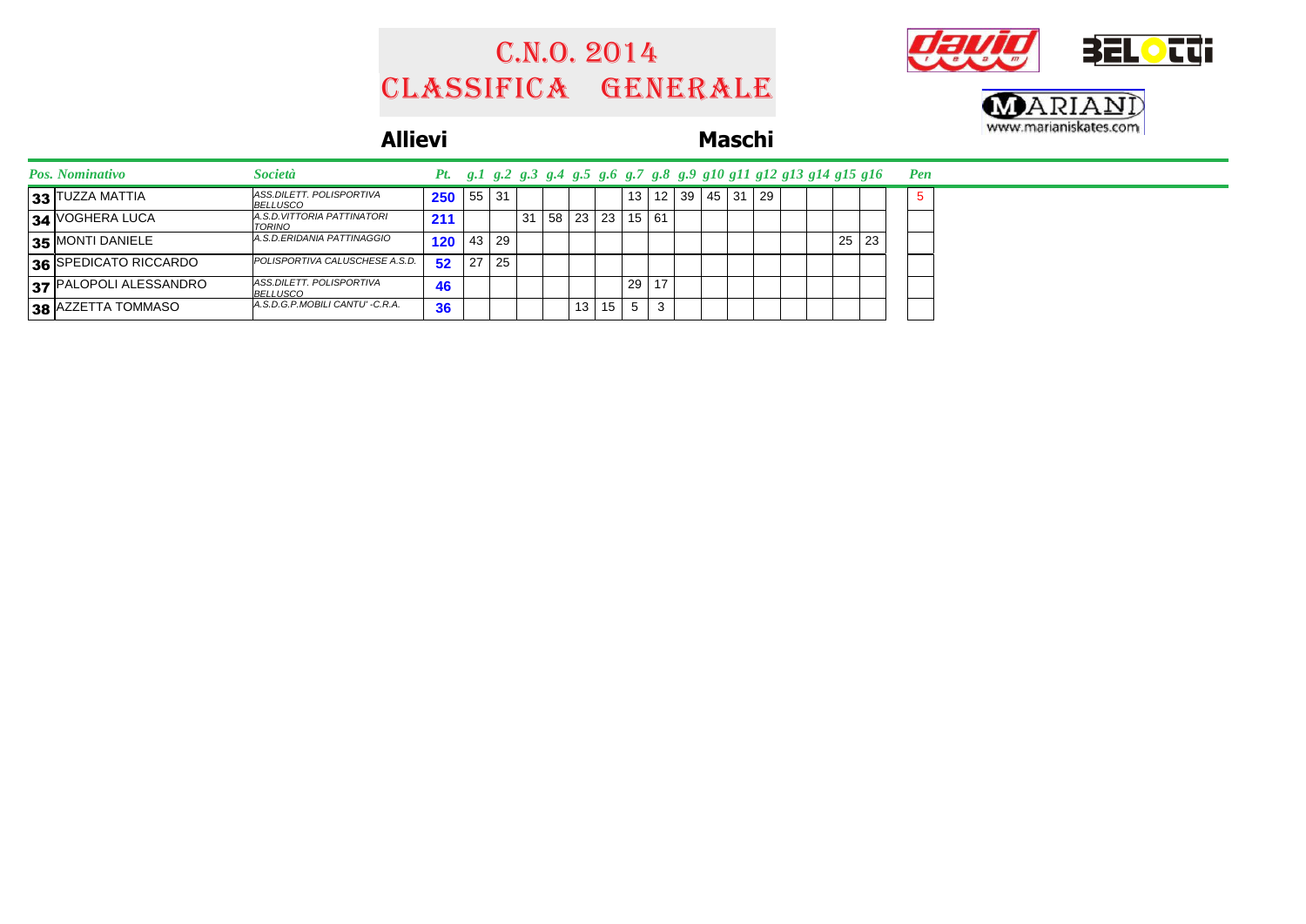# C.N.O. 2014
# CLASSIFICA GENERALE

## Allievi — Maschi

| Pos. | Nominativo | Società | Pt. | g.1 | g.2 | g.3 | g.4 | g.5 | g.6 | g.7 | g.8 | g.9 | g10 | g11 | g12 | g13 | g14 | g15 | g16 | Pen |
|---|---|---|---|---|---|---|---|---|---|---|---|---|---|---|---|---|---|---|---|---|
| 33 | TUZZA MATTIA | ASS.DILETT. POLISPORTIVA BELLUSCO | 250 | 55 | 31 | | | | | 13 | 12 | 39 | 45 | 31 | 29 | | | | | 5 |
| 34 | VOGHERA LUCA | A.S.D.VITTORIA PATTINATORI TORINO | 211 | | | 31 | 58 | 23 | 23 | 15 | 61 | | | | | | | | | |
| 35 | MONTI DANIELE | A.S.D.ERIDANIA PATTINAGGIO | 120 | 43 | 29 | | | | | | | | | | | | | 25 | 23 | |
| 36 | SPEDICATO RICCARDO | POLISPORTIVA CALUSCHESE A.S.D. | 52 | 27 | 25 | | | | | | | | | | | | | | | |
| 37 | PALOPOLI ALESSANDRO | ASS.DILETT. POLISPORTIVA BELLUSCO | 46 | | | | | | | 29 | 17 | | | | | | | | | |
| 38 | AZZETTA TOMMASO | A.S.D.G.P.MOBILI CANTU' -C.R.A. | 36 | | | | | 13 | 15 | 5 | 3 | | | | | | | | | |